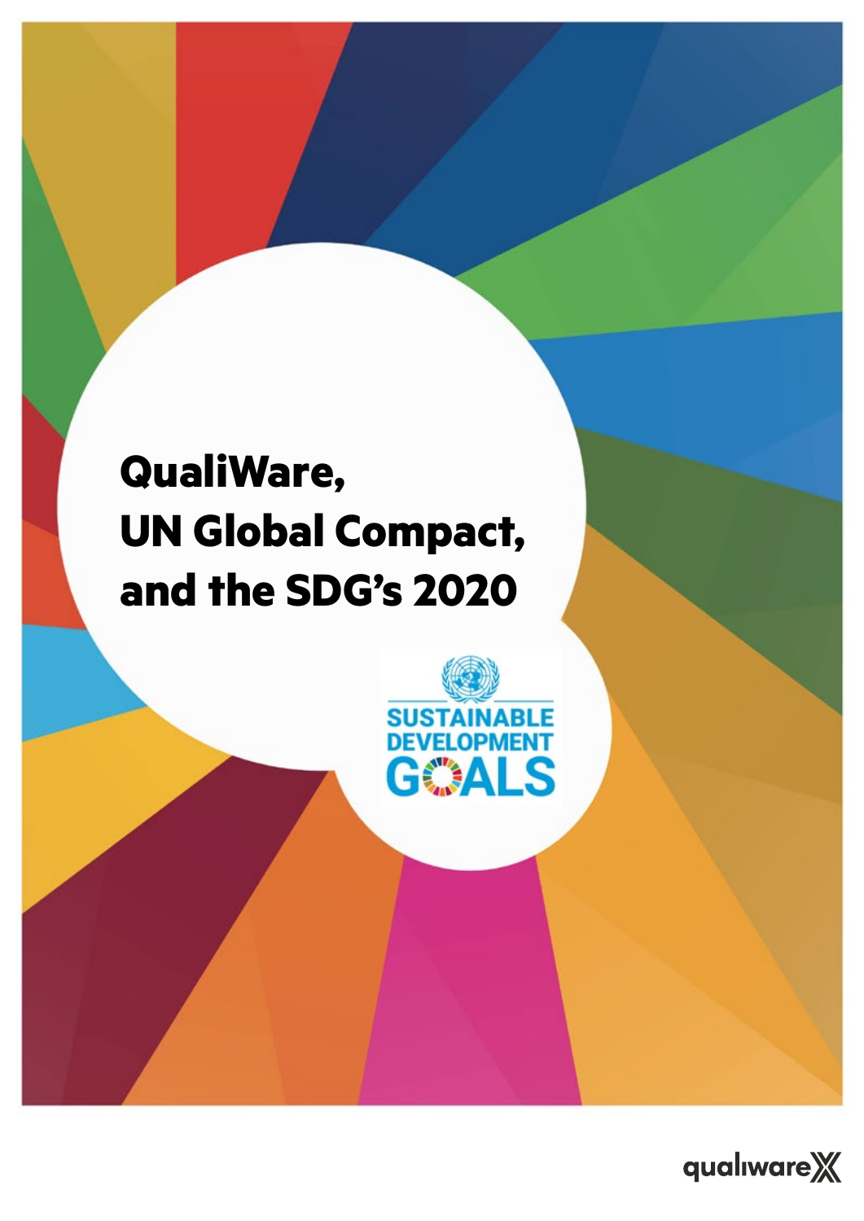# QualiWare, UN Global Compact, and the SDG's 2020

SUSTAINABLE DEVELOPMENT GOALS

qualiware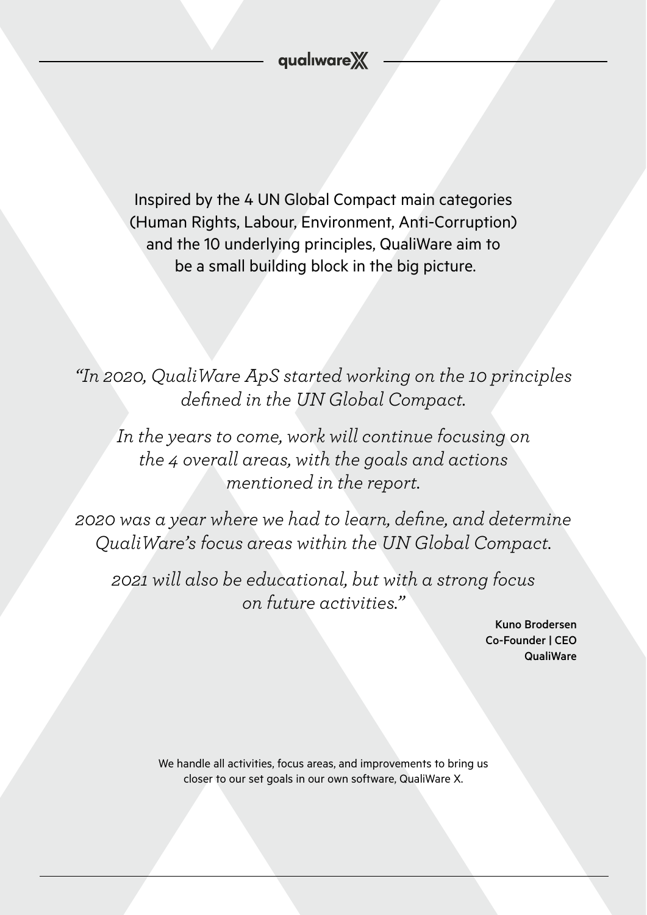Inspired by the 4 UN Global Compact main categories (Human Rights, Labour, Environment, Anti-Corruption) and the 10 underlying principles, QualiWare aim to be a small building block in the big picture.

*"In 2020, QualiWare ApS started working on the 10 principles defined in the UN Global Compact.*

*In the years to come, work will continue focusing on the 4 overall areas, with the goals and actions mentioned in the report.*

*2020 was a year where we had to learn, define, and determine QualiWare's focus areas within the UN Global Compact.*

*2021 will also be educational, but with a strong focus on future activities."*

**Kuno Brodersen**
**Co-Founder | CEO**
**QualiWare**

We handle all activities, focus areas, and improvements to bring us closer to our set goals in our own software, QualiWare X.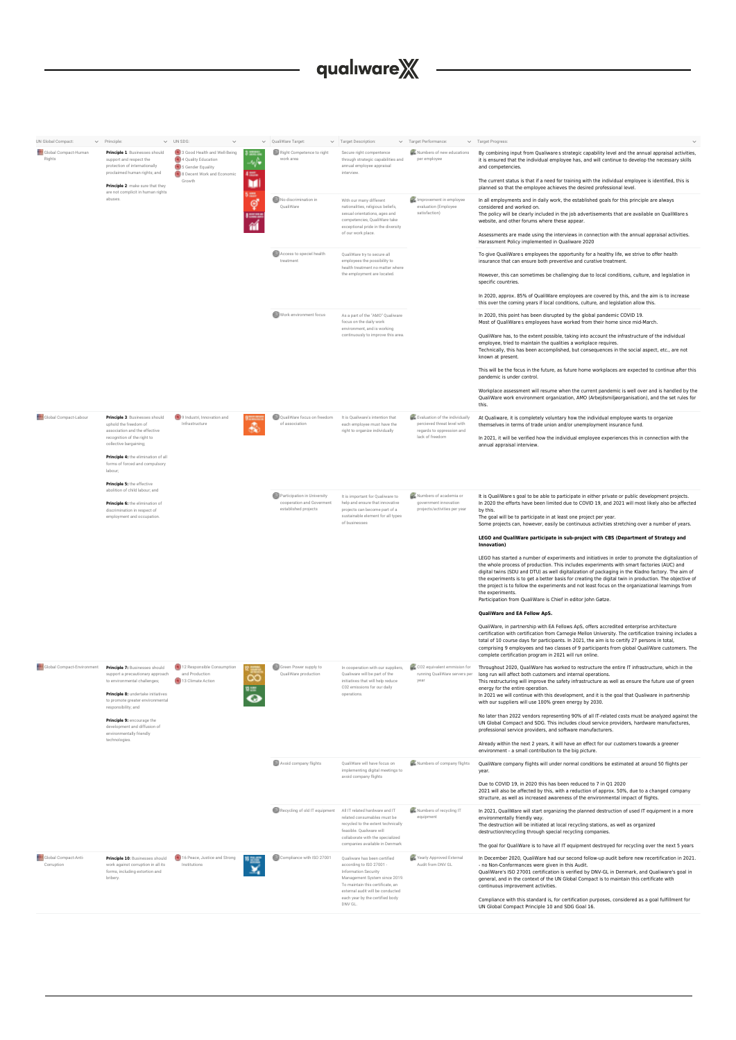| UN Global Compact: | Principle: | UN SDG: | QualiWare Target: | Target Description: | Target Performance: | Target Progress: |
|---|---|---|---|---|---|---|
| Global Compact-Human Rights | **Principle 1**: Businesses should support and respect the protection of internationally proclaimed human rights; and **Principle 2**: make sure that they are not complicit in human rights abuses. | 3 Good Health and Well-Being; 4 Quality Education; 5 Gender Equality; 8 Decent Work and Economic Growth | Right Competence to right work area | Secure right competence through strategic capabilities and annual employee appraisal interview. | Numbers of new educations per employee | By combining input from Qualiware s strategic capability level and the annual appraisal activities, it is ensured that the individual employee has, and will continue to develop the necessary skills and competencies. The current status is that if a need for training with the individual employee is identified, this is planned so that the employee achieves the desired professional level. |
| | | | No discrimination in QualiWare | With our many different nationalities, religious beliefs, sexual orientations, ages and competencies, QualiWare take exceptional pride in the diversity of our work place. | Improvement in employee evaluation (Employee satisfaction) | In all employments and in daily work, the established goals for this principle are always considered and worked on. The policy will be clearly included in the job advertisements that are available on QualiWare s website, and other forums where these appear. Assessments are made using the interviews in connection with the annual appraisal activities. Harassment Policy implemented in Qualiware 2020 |
| | | | Access to special health treatment | QualiWare try to secure all employees the possibility to health treatment no matter where the employment are located. | | To give QualiWare s employees the opportunity for a healthy life, we strive to offer health insurance that can ensure both preventive and curative treatment. However, this can sometimes be challenging due to local conditions, culture, and legislation in specific countries. In 2020, approx. 85% of QualiWare employees are covered by this, and the aim is to increase this over the coming years if local conditions, culture, and legislation allow this. |
| | | | Work environment focus | As a part of the "AMO" Qualiware focus on the daily work environment, and is working continuously to improve this area. | | In 2020, this point has been disrupted by the global pandemic COVID 19. Most of QualiWare s employees have worked from their home since mid-March. QualiWare has, to the extent possible, taking into account the infrastructure of the individual employee, tried to maintain the qualities a workplace requires. Technically, this has been accomplished, but consequences in the social aspect, etc., are not known at present. This will be the focus in the future, as future home workplaces are expected to continue after this pandemic is under control. Workplace assessment will resume when the current pandemic is well over and is handled by the QualiWare work environment organization, AMO (Arbejdsmiljøorganisation), and the set rules for this. |
| Global Compact-Labour | **Principle 3**: Businesses should uphold the freedom of association and the effective recognition of the right to collective bargaining; **Principle 4**: the elimination of all forms of forced and compulsory labour; **Principle 5**: the effective abolition of child labour; and **Principle 6**: the elimination of discrimination in respect of employment and occupation. | 9 Industri, Innovation and Infrastructure | QualiWare focus on freedom of association | It is Qualiware's intention that each employee must have the right to organize individually | Evaluation of the individually perceived threat level with regards to oppression and lack of freedom | At Qualiware, it is completely voluntary how the individual employee wants to organize themselves in terms of trade union and/or unemployment insurance fund. In 2021, it will be verified how the individual employee experiences this in connection with the annual appraisal interview. |
| | | | Participation in University cooperation and Goverment established projects | It is important for Qualiware to help and ensure that innovative projects can become part of a sustainable element for all types of businesses | Numbers of academia or government innovation projects/activities per year | It is QualiWare s goal to be able to participate in either private or public development projects. In 2020 the efforts have been limited due to COVID 19, and 2021 will most likely also be affected by this. The goal will be to participate in at least one project per year. Some projects can, however, easily be continuous activities stretching over a number of years. **LEGO and QualiWare participate in sub-project with CBS (Department of Strategy and Innovation)** LEGO has started a number of experiments and initiatives in order to promote the digitalization of the whole process of production. This includes experiments with smart factories (AUC) and digital twins (SDU and DTU) as well digitalization of packaging in the Kladno factory. The aim of the experiments is to get a better basis for creating the digital twin in production. The objective of the project is to follow the experiments and not least focus on the organizational learnings from the experiments. Participation from QualiWare is Chief in editor John Gøtze. **QualiWare and EA Fellow ApS.** QualiWare, in partnership with EA Fellows ApS, offers accredited enterprise architecture certification with certification from Carnegie Mellon University. The certification training includes a total of 10 course days for participants. In 2021, the aim is to certify 27 persons in total, comprising 9 employees and two classes of 9 participants from global QualiWare customers. The complete certification program in 2021 will run online. |
| Global Compact-Environment | **Principle 7:** Businesses should support a precautionary approach to environmental challenges; **Principle 8:** undertake initiatives to promote greater environmental responsibility; and **Principle 9:** encourage the development and diffusion of environmentally friendly technologies. | 12 Responsible Consumption and Production; 13 Climate Action | Green Power supply to QualiWare production | In cooperation with our suppliers, Qualiware will be part of the initiatives that will help reduce CO2 emissions for our daily operations. | CO2 equivalent emmision for running QualiWare servers per year | Throughout 2020, QualiWare has worked to restructure the entire IT infrastructure, which in the long run will affect both customers and internal operations. This restructuring will improve the safety infrastructure as well as ensure the future use of green energy for the entire operation. In 2021 we will continue with this development, and it is the goal that Qualiware in partnership with our suppliers will use 100% green energy by 2030. No later than 2022 vendors representing 90% of all IT-related costs must be analyzed against the UN Global Compact and SDG. This includes cloud service providers, hardware manufactures, professional service providers, and software manufacturers. Already within the next 2 years, it will have an effect for our customers towards a greener environment - a small contribution to the big picture. |
| | | | Avoid company flights | QualiWare will have focus on implementing digital meetings to avoid company flights | Numbers of company flights | QualiWare company flights will under normal conditions be estimated at around 50 flights per year. Due to COVID 19, in 2020 this has been reduced to 7 in Q1 2020 2021 will also be affected by this, with a reduction of approx. 50%, due to a changed company structure, as well as increased awareness of the environmental impact of flights. |
| | | | Recycling of old IT equipment | All IT related hardware and IT related consumables must be recycled to the extent technically feasible. Qualiware will collaborate with the specialized companies available in Denmark | Numbers of recycling IT equipment | In 2021, QualiWare will start organizing the planned destruction of used IT equipment in a more environmentally friendly way. The destruction will be initiated at local recycling stations, as well as organized destruction/recycling through special recycling companies. The goal for QualiWare is to have all IT equipment destroyed for recycling over the next 5 years |
| Global Compact-Anti-Corruption | **Principle 10:** Businesses should work against corruption in all its forms, including extortion and bribery. | 16 Peace, Justice and Strong Institutions | Compliance with ISO 27001 | Qualiware has been certified according to ISO 27001 - Information Security Management System since 2019. To maintain this certificate, an external audit will be conducted each year by the certified body DNV GL. | Yearly Approved External Audit from DNV GL | In December 2020, QualiWare had our second follow-up audit before new recertification in 2021. - no Non-Conformances were given in this Audit. QualiWare's ISO 27001 certification is verified by DNV-GL in Denmark, and Qualiware's goal in general, and in the context of the UN Global Compact is to maintain this certificate with continuous improvement activities. Compliance with this standard is, for certification purposes, considered as a goal fulfillment for UN Global Compact Principle 10 and SDG Goal 16. |